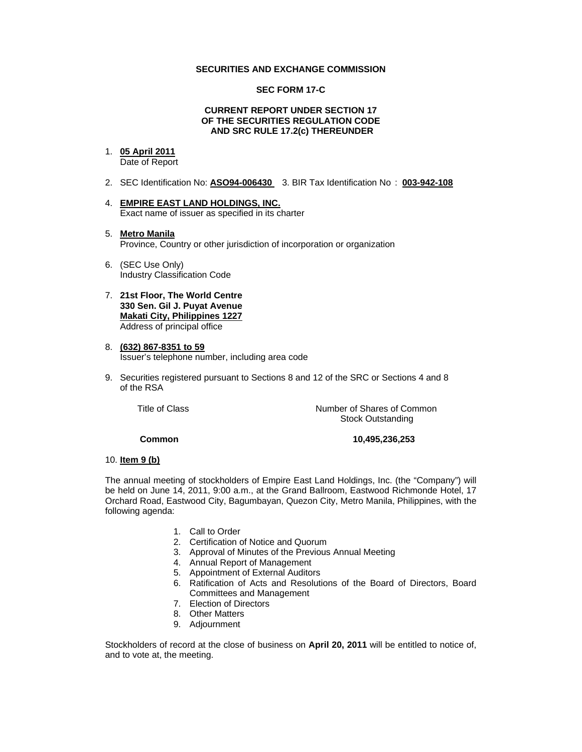**SECURITIES AND EXCHANGE COMMISSION**

**SEC FORM 17-C**

**CURRENT REPORT UNDER SECTION 17
OF THE SECURITIES REGULATION CODE
AND SRC RULE 17.2(c) THEREUNDER**

1. **05 April 2011**
   Date of Report

2. SEC Identification No: **ASO94-006430** 3. BIR Tax Identification No : **003-942-108**

4. **EMPIRE EAST LAND HOLDINGS, INC.**
   Exact name of issuer as specified in its charter

5. **Metro Manila**
   Province, Country or other jurisdiction of incorporation or organization

6. (SEC Use Only)
   Industry Classification Code

7. **21st Floor, The World Centre**
   **330 Sen. Gil J. Puyat Avenue**
   **Makati City, Philippines 1227**
   Address of principal office

8. **(632) 867-8351 to 59**
   Issuer's telephone number, including area code

9. Securities registered pursuant to Sections 8 and 12 of the SRC or Sections 4 and 8 of the RSA

| Title of Class | Number of Shares of Common Stock Outstanding |
|---|---|
| **Common** | **10,495,236,253** |

10. **Item 9 (b)**

The annual meeting of stockholders of Empire East Land Holdings, Inc. (the "Company") will be held on June 14, 2011, 9:00 a.m., at the Grand Ballroom, Eastwood Richmonde Hotel, 17 Orchard Road, Eastwood City, Bagumbayan, Quezon City, Metro Manila, Philippines, with the following agenda:

1. Call to Order
2. Certification of Notice and Quorum
3. Approval of Minutes of the Previous Annual Meeting
4. Annual Report of Management
5. Appointment of External Auditors
6. Ratification of Acts and Resolutions of the Board of Directors, Board Committees and Management
7. Election of Directors
8. Other Matters
9. Adjournment

Stockholders of record at the close of business on **April 20, 2011** will be entitled to notice of, and to vote at, the meeting.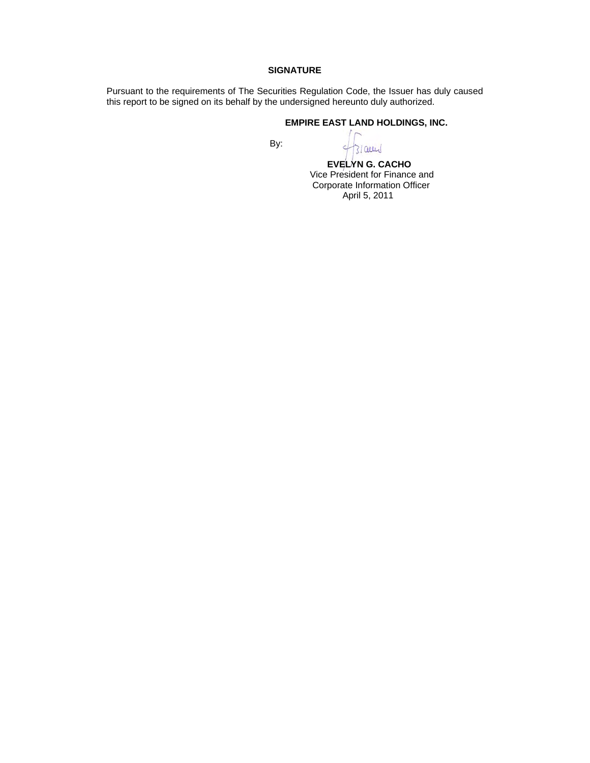## SIGNATURE

Pursuant to the requirements of The Securities Regulation Code, the Issuer has duly caused this report to be signed on its behalf by the undersigned hereunto duly authorized.

**EMPIRE EAST LAND HOLDINGS, INC.**

By:

**EVELYN G. CACHO**
Vice President for Finance and
Corporate Information Officer
April 5, 2011